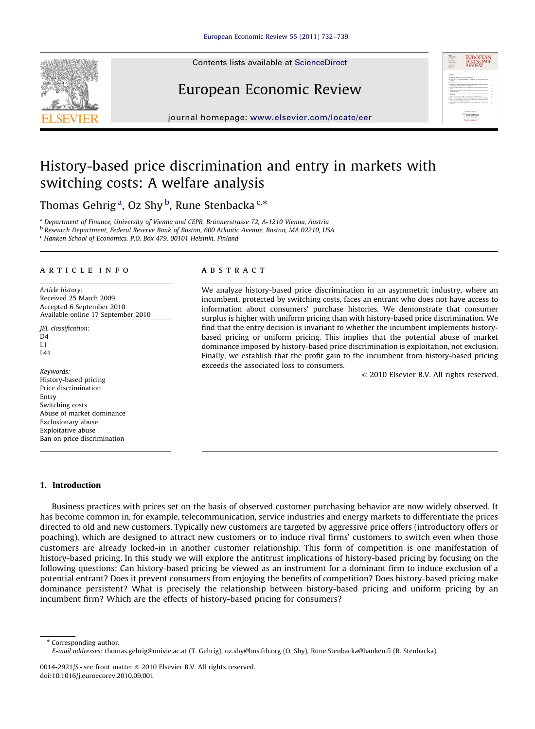Contents lists available at ScienceDirect

European Economic Review

journal homepage: www.elsevier.com/locate/eer

# History-based price discrimination and entry in markets with switching costs: A welfare analysis

Thomas Gehrig [a], Oz Shy [b], Rune Stenbacka [c,*]

[a] Department of Finance, University of Vienna and CEPR, Brünnerstrasse 72, A-1210 Vienna, Austria
[b] Research Department, Federal Reserve Bank of Boston, 600 Atlantic Avenue, Boston, MA 02210, USA
[c] Hanken School of Economics, P.O. Box 479, 00101 Helsinki, Finland

**ARTICLE INFO**

*Article history:*
Received 25 March 2009
Accepted 6 September 2010
Available online 17 September 2010

*JEL classification:*
D4
L1
L41

*Keywords:*
History-based pricing
Price discrimination
Entry
Switching costs
Abuse of market dominance
Exclusionary abuse
Exploitative abuse
Ban on price discrimination

**ABSTRACT**

We analyze history-based price discrimination in an asymmetric industry, where an incumbent, protected by switching costs, faces an entrant who does not have access to information about consumers' purchase histories. We demonstrate that consumer surplus is higher with uniform pricing than with history-based price discrimination. We find that the entry decision is invariant to whether the incumbent implements history-based pricing or uniform pricing. This implies that the potential abuse of market dominance imposed by history-based price discrimination is exploitation, not exclusion. Finally, we establish that the profit gain to the incumbent from history-based pricing exceeds the associated loss to consumers.

© 2010 Elsevier B.V. All rights reserved.

## 1. Introduction

Business practices with prices set on the basis of observed customer purchasing behavior are now widely observed. It has become common in, for example, telecommunication, service industries and energy markets to differentiate the prices directed to old and new customers. Typically new customers are targeted by aggressive price offers (introductory offers or poaching), which are designed to attract new customers or to induce rival firms' customers to switch even when those customers are already locked-in in another customer relationship. This form of competition is one manifestation of history-based pricing. In this study we will explore the antitrust implications of history-based pricing by focusing on the following questions: Can history-based pricing be viewed as an instrument for a dominant firm to induce exclusion of a potential entrant? Does it prevent consumers from enjoying the benefits of competition? Does history-based pricing make dominance persistent? What is precisely the relationship between history-based pricing and uniform pricing by an incumbent firm? Which are the effects of history-based pricing for consumers?

* Corresponding author.
*E-mail addresses:* thomas.gehrig@univie.ac.at (T. Gehrig), oz.shy@bos.frb.org (O. Shy), Rune.Stenbacka@hanken.fi (R. Stenbacka).

0014-2921/$ - see front matter © 2010 Elsevier B.V. All rights reserved.
doi:10.1016/j.euroecorev.2010.09.001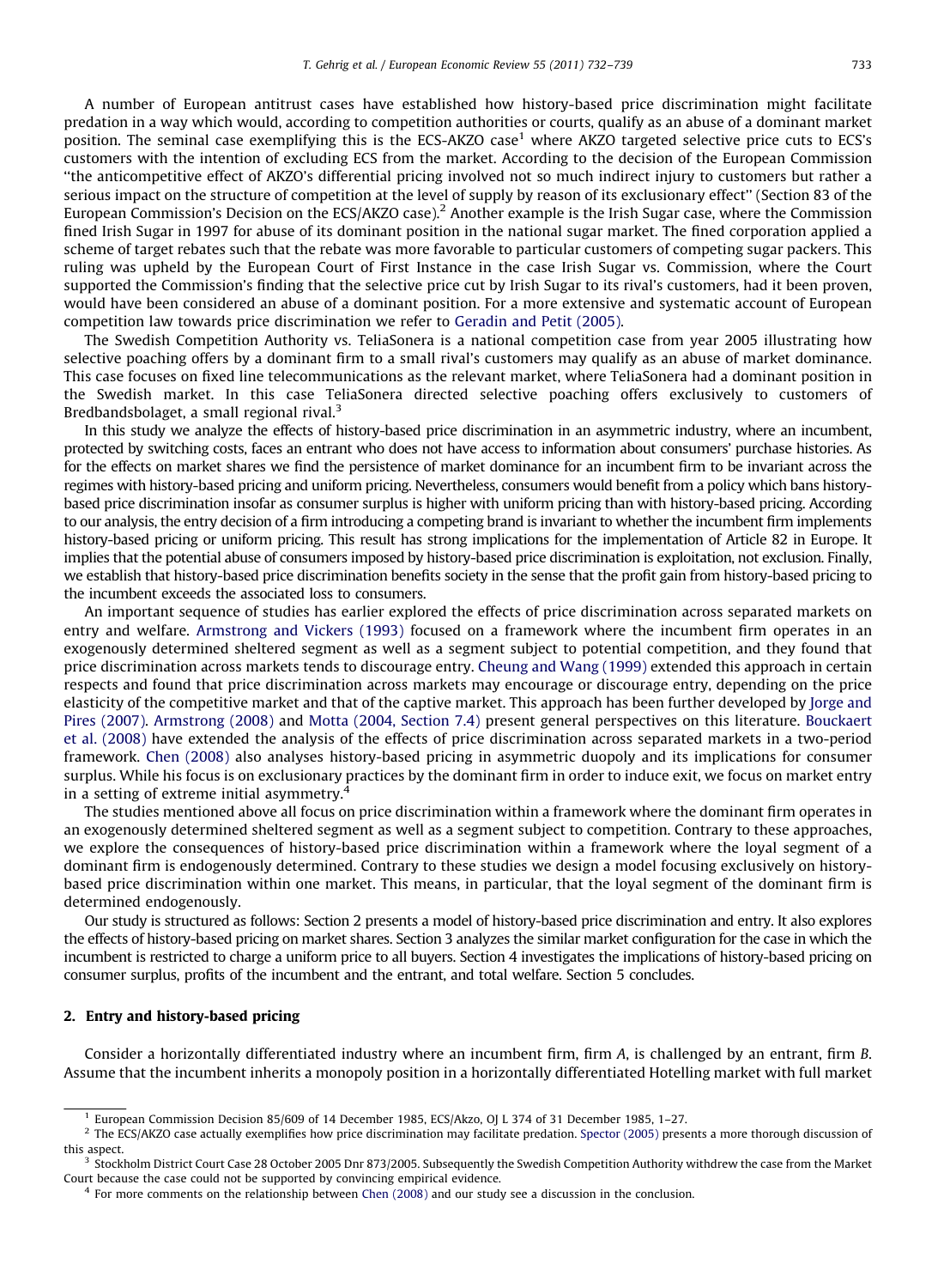A number of European antitrust cases have established how history-based price discrimination might facilitate predation in a way which would, according to competition authorities or courts, qualify as an abuse of a dominant market position. The seminal case exemplifying this is the ECS-AKZO case[1] where AKZO targeted selective price cuts to ECS's customers with the intention of excluding ECS from the market. According to the decision of the European Commission ''the anticompetitive effect of AKZO's differential pricing involved not so much indirect injury to customers but rather a serious impact on the structure of competition at the level of supply by reason of its exclusionary effect'' (Section 83 of the European Commission's Decision on the ECS/AKZO case).[2] Another example is the Irish Sugar case, where the Commission fined Irish Sugar in 1997 for abuse of its dominant position in the national sugar market. The fined corporation applied a scheme of target rebates such that the rebate was more favorable to particular customers of competing sugar packers. This ruling was upheld by the European Court of First Instance in the case Irish Sugar vs. Commission, where the Court supported the Commission's finding that the selective price cut by Irish Sugar to its rival's customers, had it been proven, would have been considered an abuse of a dominant position. For a more extensive and systematic account of European competition law towards price discrimination we refer to Geradin and Petit (2005).

The Swedish Competition Authority vs. TeliaSonera is a national competition case from year 2005 illustrating how selective poaching offers by a dominant firm to a small rival's customers may qualify as an abuse of market dominance. This case focuses on fixed line telecommunications as the relevant market, where TeliaSonera had a dominant position in the Swedish market. In this case TeliaSonera directed selective poaching offers exclusively to customers of Bredbandsbolaget, a small regional rival.[3]

In this study we analyze the effects of history-based price discrimination in an asymmetric industry, where an incumbent, protected by switching costs, faces an entrant who does not have access to information about consumers' purchase histories. As for the effects on market shares we find the persistence of market dominance for an incumbent firm to be invariant across the regimes with history-based pricing and uniform pricing. Nevertheless, consumers would benefit from a policy which bans history-based price discrimination insofar as consumer surplus is higher with uniform pricing than with history-based pricing. According to our analysis, the entry decision of a firm introducing a competing brand is invariant to whether the incumbent firm implements history-based pricing or uniform pricing. This result has strong implications for the implementation of Article 82 in Europe. It implies that the potential abuse of consumers imposed by history-based price discrimination is exploitation, not exclusion. Finally, we establish that history-based price discrimination benefits society in the sense that the profit gain from history-based pricing to the incumbent exceeds the associated loss to consumers.

An important sequence of studies has earlier explored the effects of price discrimination across separated markets on entry and welfare. Armstrong and Vickers (1993) focused on a framework where the incumbent firm operates in an exogenously determined sheltered segment as well as a segment subject to potential competition, and they found that price discrimination across markets tends to discourage entry. Cheung and Wang (1999) extended this approach in certain respects and found that price discrimination across markets may encourage or discourage entry, depending on the price elasticity of the competitive market and that of the captive market. This approach has been further developed by Jorge and Pires (2007). Armstrong (2008) and Motta (2004, Section 7.4) present general perspectives on this literature. Bouckaert et al. (2008) have extended the analysis of the effects of price discrimination across separated markets in a two-period framework. Chen (2008) also analyses history-based pricing in asymmetric duopoly and its implications for consumer surplus. While his focus is on exclusionary practices by the dominant firm in order to induce exit, we focus on market entry in a setting of extreme initial asymmetry.[4]

The studies mentioned above all focus on price discrimination within a framework where the dominant firm operates in an exogenously determined sheltered segment as well as a segment subject to competition. Contrary to these approaches, we explore the consequences of history-based price discrimination within a framework where the loyal segment of a dominant firm is endogenously determined. Contrary to these studies we design a model focusing exclusively on history-based price discrimination within one market. This means, in particular, that the loyal segment of the dominant firm is determined endogenously.

Our study is structured as follows: Section 2 presents a model of history-based price discrimination and entry. It also explores the effects of history-based pricing on market shares. Section 3 analyzes the similar market configuration for the case in which the incumbent is restricted to charge a uniform price to all buyers. Section 4 investigates the implications of history-based pricing on consumer surplus, profits of the incumbent and the entrant, and total welfare. Section 5 concludes.

## 2. Entry and history-based pricing

Consider a horizontally differentiated industry where an incumbent firm, firm $A$, is challenged by an entrant, firm $B$. Assume that the incumbent inherits a monopoly position in a horizontally differentiated Hotelling market with full market

---

[1] European Commission Decision 85/609 of 14 December 1985, ECS/Akzo, OJ L 374 of 31 December 1985, 1–27.

[2] The ECS/AKZO case actually exemplifies how price discrimination may facilitate predation. Spector (2005) presents a more thorough discussion of this aspect.

[3] Stockholm District Court Case 28 October 2005 Dnr 873/2005. Subsequently the Swedish Competition Authority withdrew the case from the Market Court because the case could not be supported by convincing empirical evidence.

[4] For more comments on the relationship between Chen (2008) and our study see a discussion in the conclusion.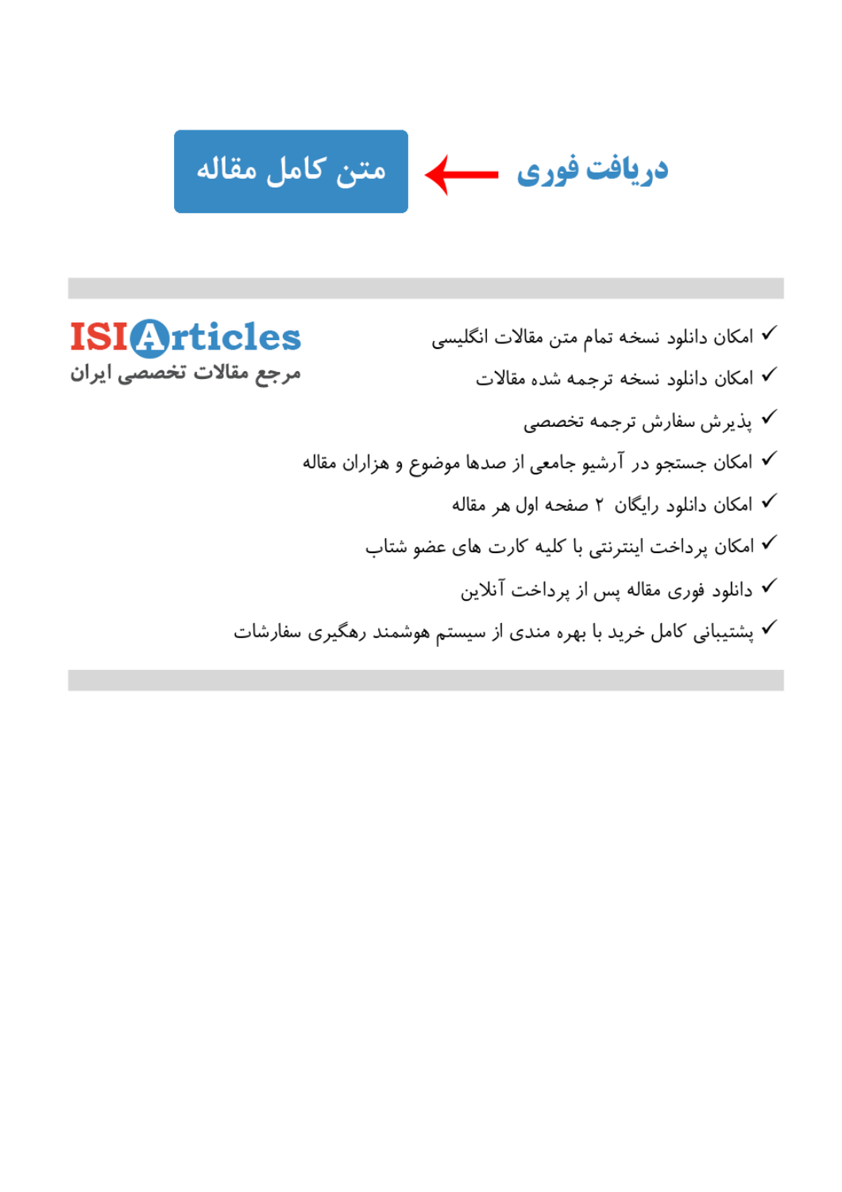دریافت فوری ← **متن کامل مقاله**

---

**ISIArticles**
مرجع مقالات تخصصی ایران

- ✓ امکان دانلود نسخه تمام متن مقالات انگلیسی
- ✓ امکان دانلود نسخه ترجمه شده مقالات
- ✓ پذیرش سفارش ترجمه تخصصی
- ✓ امکان جستجو در آرشیو جامعی از صدها موضوع و هزاران مقاله
- ✓ امکان دانلود رایگان ۲ صفحه اول هر مقاله
- ✓ امکان پرداخت اینترنتی با کلیه کارت های عضو شتاب
- ✓ دانلود فوری مقاله پس از پرداخت آنلاین
- ✓ پشتیبانی کامل خرید با بهره مندی از سیستم هوشمند رهگیری سفارشات

---